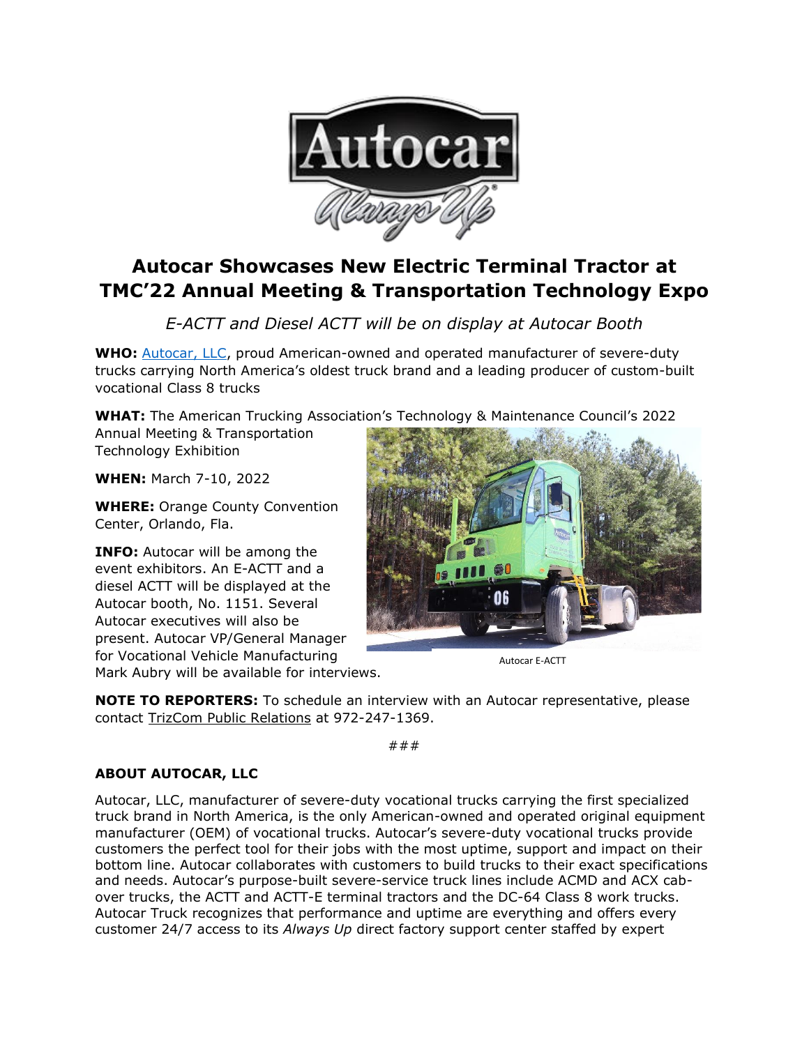# Autocar Showcases New Electric Terminal Tractor at TMC'22 Annual Meeting & Transportation Technology Expo

*E-ACTT and Diesel ACTT will be on display at Autocar Booth*

**WHO:** [Autocar, LLC](), proud American-owned and operated manufacturer of severe-duty trucks carrying North America's oldest truck brand and a leading producer of custom-built vocational Class 8 trucks

**WHAT:** The American Trucking Association's Technology & Maintenance Council's 2022 Annual Meeting & Transportation Technology Exhibition

**WHEN:** March 7-10, 2022

**WHERE:** Orange County Convention Center, Orlando, Fla.

**INFO:** Autocar will be among the event exhibitors. An E-ACTT and a diesel ACTT will be displayed at the Autocar booth, No. 1151. Several Autocar executives will also be present. Autocar VP/General Manager for Vocational Vehicle Manufacturing Mark Aubry will be available for interviews.

Autocar E-ACTT

**NOTE TO REPORTERS:** To schedule an interview with an Autocar representative, please contact TrizCom Public Relations at 972-247-1369.

###

## ABOUT AUTOCAR, LLC

Autocar, LLC, manufacturer of severe-duty vocational trucks carrying the first specialized truck brand in North America, is the only American-owned and operated original equipment manufacturer (OEM) of vocational trucks. Autocar's severe-duty vocational trucks provide customers the perfect tool for their jobs with the most uptime, support and impact on their bottom line. Autocar collaborates with customers to build trucks to their exact specifications and needs. Autocar's purpose-built severe-service truck lines include ACMD and ACX cab-over trucks, the ACTT and ACTT-E terminal tractors and the DC-64 Class 8 work trucks. Autocar Truck recognizes that performance and uptime are everything and offers every customer 24/7 access to its *Always Up* direct factory support center staffed by expert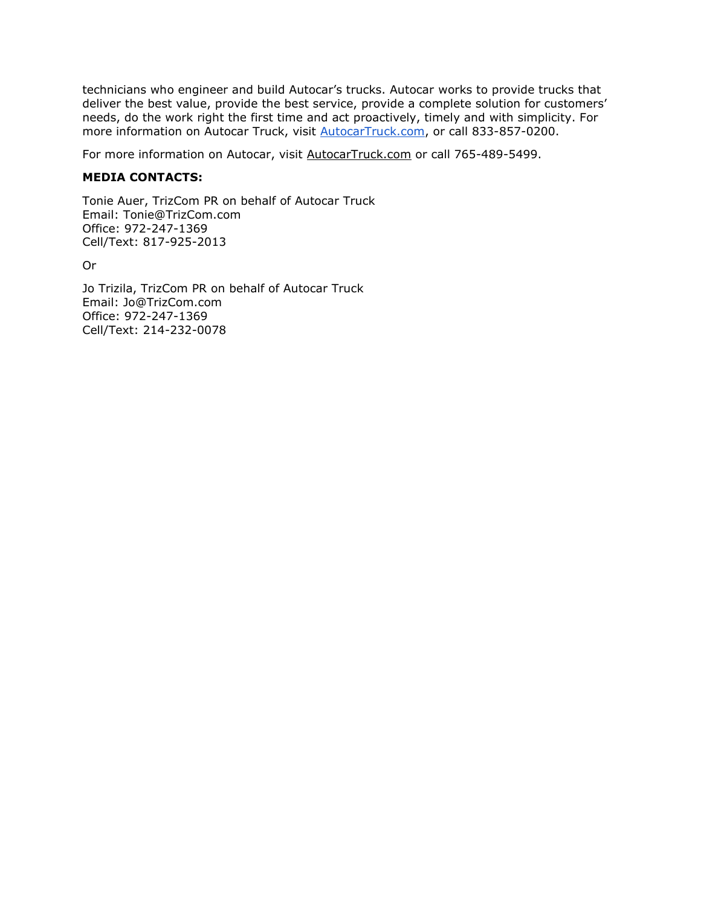technicians who engineer and build Autocar's trucks. Autocar works to provide trucks that deliver the best value, provide the best service, provide a complete solution for customers' needs, do the work right the first time and act proactively, timely and with simplicity. For more information on Autocar Truck, visit AutocarTruck.com, or call 833-857-0200.

For more information on Autocar, visit AutocarTruck.com or call 765-489-5499.

**MEDIA CONTACTS:**

Tonie Auer, TrizCom PR on behalf of Autocar Truck
Email: Tonie@TrizCom.com
Office: 972-247-1369
Cell/Text: 817-925-2013

Or

Jo Trizila, TrizCom PR on behalf of Autocar Truck
Email: Jo@TrizCom.com
Office: 972-247-1369
Cell/Text: 214-232-0078